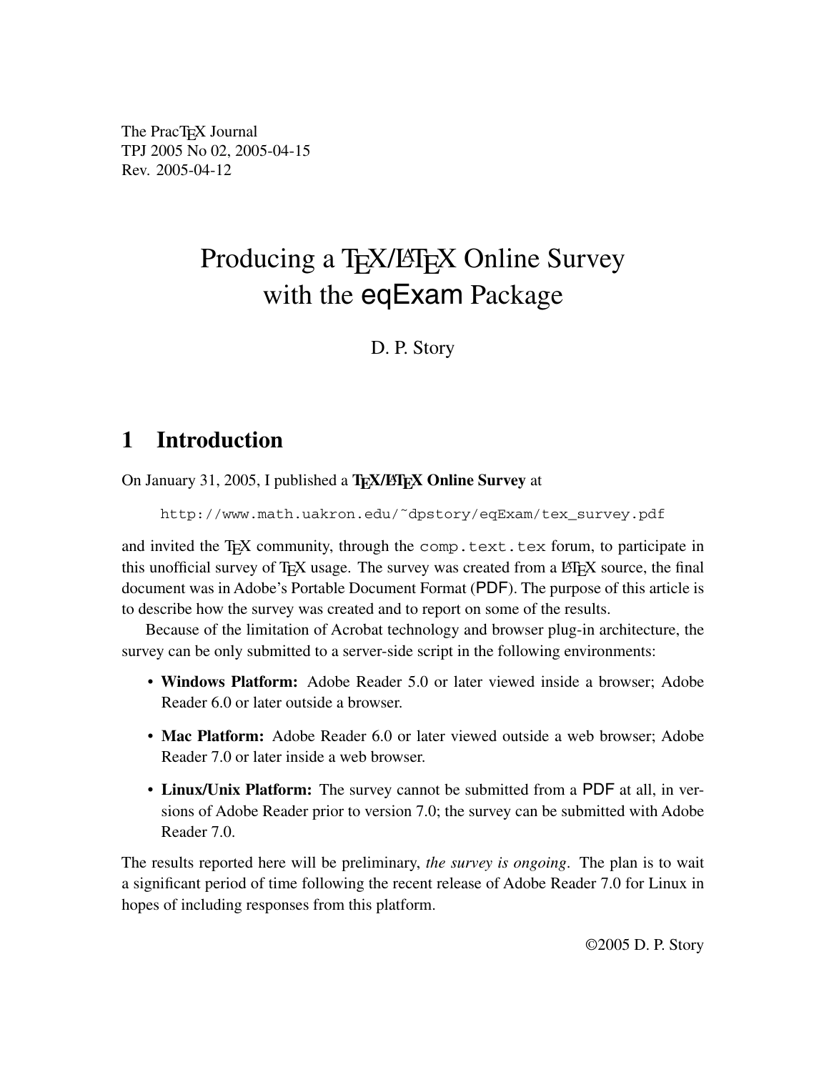The PracTeX Journal
TPJ 2005 No 02, 2005-04-15
Rev. 2005-04-12

# Producing a TeX/LaTeX Online Survey with the eqExam Package

D. P. Story

## 1 Introduction

On January 31, 2005, I published a **TeX/LaTeX Online Survey** at

http://www.math.uakron.edu/~dpstory/eqExam/tex_survey.pdf

and invited the TeX community, through the `comp.text.tex` forum, to participate in this unofficial survey of TeX usage. The survey was created from a LaTeX source, the final document was in Adobe's Portable Document Format (PDF). The purpose of this article is to describe how the survey was created and to report on some of the results.

Because of the limitation of Acrobat technology and browser plug-in architecture, the survey can be only submitted to a server-side script in the following environments:

- **Windows Platform:** Adobe Reader 5.0 or later viewed inside a browser; Adobe Reader 6.0 or later outside a browser.
- **Mac Platform:** Adobe Reader 6.0 or later viewed outside a web browser; Adobe Reader 7.0 or later inside a web browser.
- **Linux/Unix Platform:** The survey cannot be submitted from a PDF at all, in versions of Adobe Reader prior to version 7.0; the survey can be submitted with Adobe Reader 7.0.

The results reported here will be preliminary, *the survey is ongoing*. The plan is to wait a significant period of time following the recent release of Adobe Reader 7.0 for Linux in hopes of including responses from this platform.

©2005 D. P. Story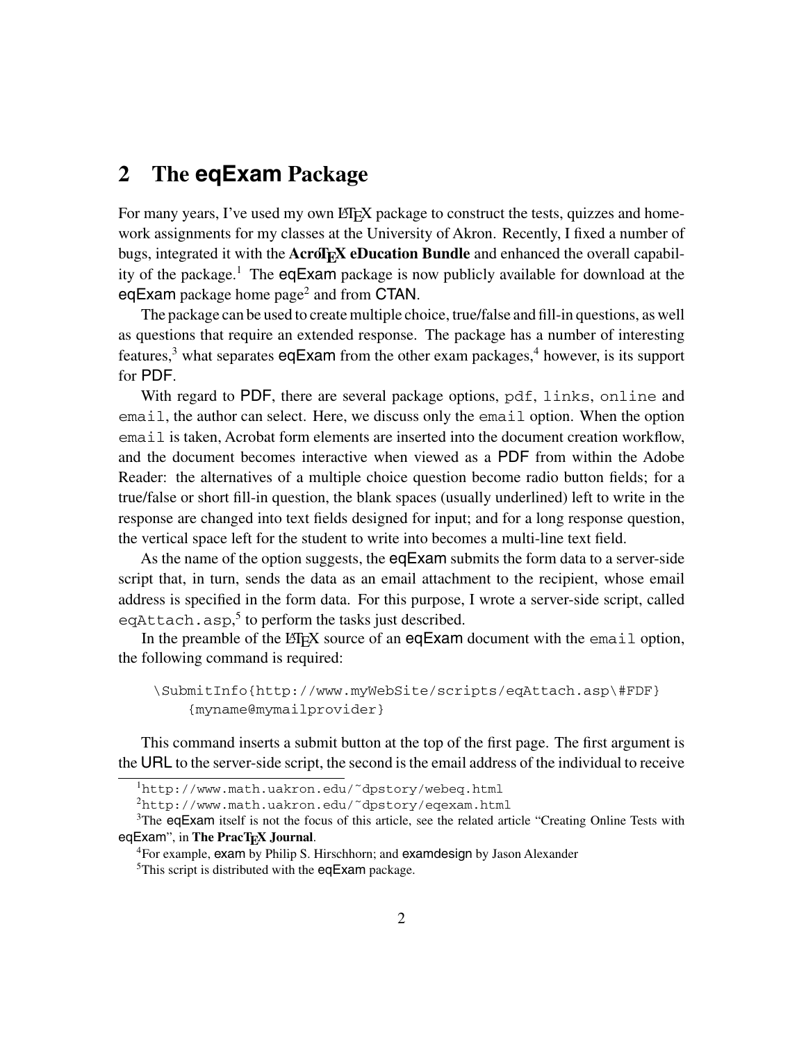## 2 The eqExam Package

For many years, I've used my own LaTeX package to construct the tests, quizzes and homework assignments for my classes at the University of Akron. Recently, I fixed a number of bugs, integrated it with the **AcroTeX eDucation Bundle** and enhanced the overall capability of the package.[1] The eqExam package is now publicly available for download at the eqExam package home page[2] and from CTAN.

The package can be used to create multiple choice, true/false and fill-in questions, as well as questions that require an extended response. The package has a number of interesting features,[3] what separates eqExam from the other exam packages,[4] however, is its support for PDF.

With regard to PDF, there are several package options, `pdf`, `links`, `online` and `email`, the author can select. Here, we discuss only the `email` option. When the option `email` is taken, Acrobat form elements are inserted into the document creation workflow, and the document becomes interactive when viewed as a PDF from within the Adobe Reader: the alternatives of a multiple choice question become radio button fields; for a true/false or short fill-in question, the blank spaces (usually underlined) left to write in the response are changed into text fields designed for input; and for a long response question, the vertical space left for the student to write into becomes a multi-line text field.

As the name of the option suggests, the eqExam submits the form data to a server-side script that, in turn, sends the data as an email attachment to the recipient, whose email address is specified in the form data. For this purpose, I wrote a server-side script, called `eqAttach.asp`,[5] to perform the tasks just described.

In the preamble of the LaTeX source of an eqExam document with the `email` option, the following command is required:

```
\SubmitInfo{http://www.myWebSite/scripts/eqAttach.asp\#FDF}
    {myname@mymailprovider}
```

This command inserts a submit button at the top of the first page. The first argument is the URL to the server-side script, the second is the email address of the individual to receive

---

[1] `http://www.math.uakron.edu/~dpstory/webeq.html`

[2] `http://www.math.uakron.edu/~dpstory/eqexam.html`

[3] The eqExam itself is not the focus of this article, see the related article "Creating Online Tests with eqExam", in **The PracTeX Journal**.

[4] For example, exam by Philip S. Hirschhorn; and examdesign by Jason Alexander

[5] This script is distributed with the eqExam package.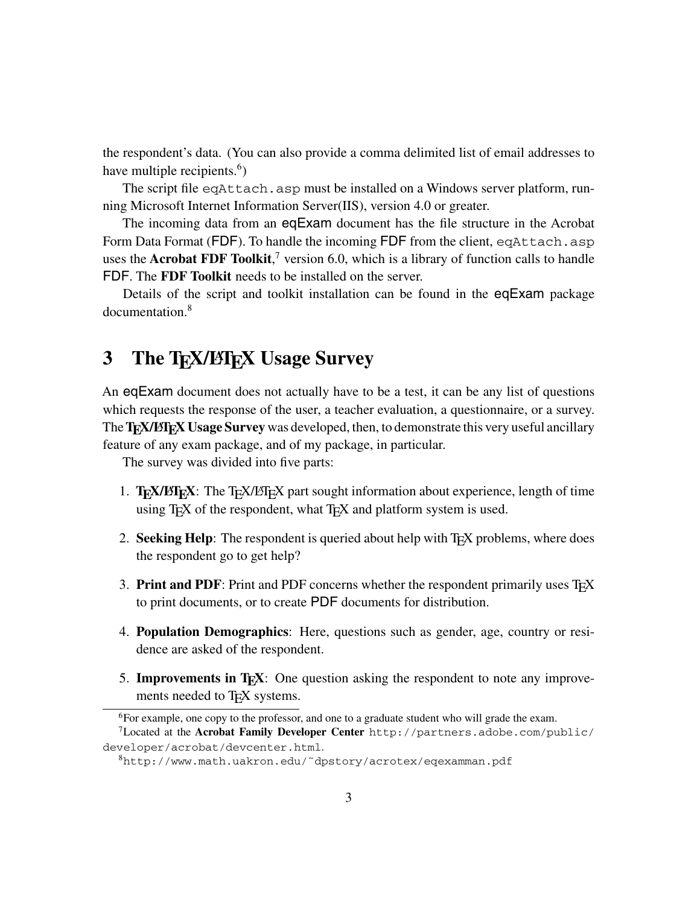the respondent's data. (You can also provide a comma delimited list of email addresses to have multiple recipients.[6])

The script file `eqAttach.asp` must be installed on a Windows server platform, running Microsoft Internet Information Server(IIS), version 4.0 or greater.

The incoming data from an eqExam document has the file structure in the Acrobat Form Data Format (FDF). To handle the incoming FDF from the client, `eqAttach.asp` uses the **Acrobat FDF Toolkit**,[7] version 6.0, which is a library of function calls to handle FDF. The **FDF Toolkit** needs to be installed on the server.

Details of the script and toolkit installation can be found in the eqExam package documentation.[8]

## 3 The TEX/LATEX Usage Survey

An eqExam document does not actually have to be a test, it can be any list of questions which requests the response of the user, a teacher evaluation, a questionnaire, or a survey. The **TEX/LATEX Usage Survey** was developed, then, to demonstrate this very useful ancillary feature of any exam package, and of my package, in particular.

The survey was divided into five parts:

1. **TEX/LATEX**: The TEX/LATEX part sought information about experience, length of time using TEX of the respondent, what TEX and platform system is used.
2. **Seeking Help**: The respondent is queried about help with TEX problems, where does the respondent go to get help?
3. **Print and PDF**: Print and PDF concerns whether the respondent primarily uses TEX to print documents, or to create PDF documents for distribution.
4. **Population Demographics**: Here, questions such as gender, age, country or residence are asked of the respondent.
5. **Improvements in TEX**: One question asking the respondent to note any improvements needed to TEX systems.

---

[6] For example, one copy to the professor, and one to a graduate student who will grade the exam.

[7] Located at the **Acrobat Family Developer Center** `http://partners.adobe.com/public/developer/acrobat/devcenter.html`.

[8] `http://www.math.uakron.edu/~dpstory/acrotex/eqexamman.pdf`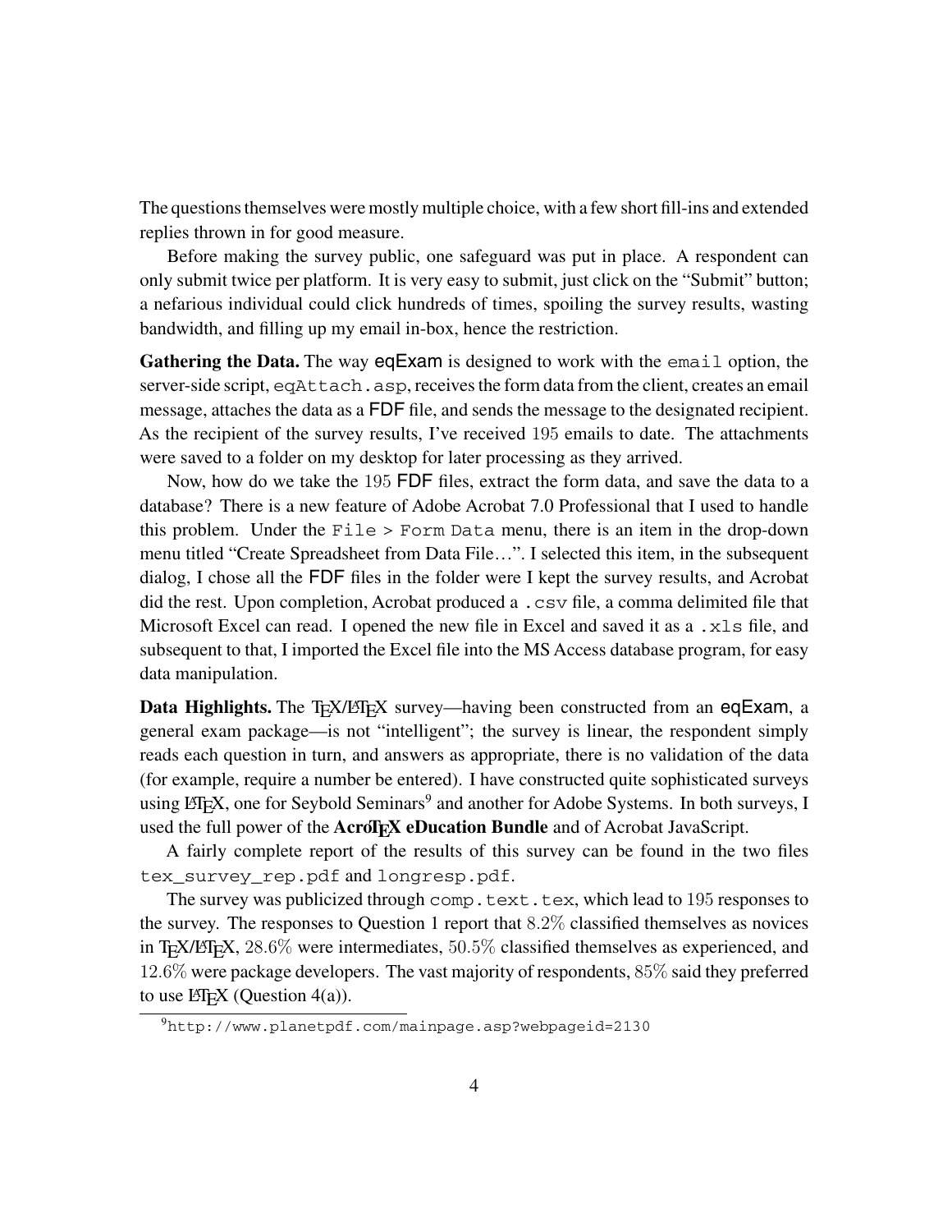The questions themselves were mostly multiple choice, with a few short fill-ins and extended replies thrown in for good measure.

Before making the survey public, one safeguard was put in place. A respondent can only submit twice per platform. It is very easy to submit, just click on the "Submit" button; a nefarious individual could click hundreds of times, spoiling the survey results, wasting bandwidth, and filling up my email in-box, hence the restriction.

**Gathering the Data.** The way eqExam is designed to work with the `email` option, the server-side script, `eqAttach.asp`, receives the form data from the client, creates an email message, attaches the data as a FDF file, and sends the message to the designated recipient. As the recipient of the survey results, I've received 195 emails to date. The attachments were saved to a folder on my desktop for later processing as they arrived.

Now, how do we take the 195 FDF files, extract the form data, and save the data to a database? There is a new feature of Adobe Acrobat 7.0 Professional that I used to handle this problem. Under the `File > Form Data` menu, there is an item in the drop-down menu titled "Create Spreadsheet from Data File…". I selected this item, in the subsequent dialog, I chose all the FDF files in the folder were I kept the survey results, and Acrobat did the rest. Upon completion, Acrobat produced a `.csv` file, a comma delimited file that Microsoft Excel can read. I opened the new file in Excel and saved it as a `.xls` file, and subsequent to that, I imported the Excel file into the MS Access database program, for easy data manipulation.

**Data Highlights.** The TeX/LaTeX survey—having been constructed from an eqExam, a general exam package—is not "intelligent"; the survey is linear, the respondent simply reads each question in turn, and answers as appropriate, there is no validation of the data (for example, require a number be entered). I have constructed quite sophisticated surveys using LaTeX, one for Seybold Seminars[9] and another for Adobe Systems. In both surveys, I used the full power of the **AcroTeX eDucation Bundle** and of Acrobat JavaScript.

A fairly complete report of the results of this survey can be found in the two files `tex_survey_rep.pdf` and `longresp.pdf`.

The survey was publicized through `comp.text.tex`, which lead to 195 responses to the survey. The responses to Question 1 report that 8.2% classified themselves as novices in TeX/LaTeX, 28.6% were intermediates, 50.5% classified themselves as experienced, and 12.6% were package developers. The vast majority of respondents, 85% said they preferred to use LaTeX (Question 4(a)).

[9] `http://www.planetpdf.com/mainpage.asp?webpageid=2130`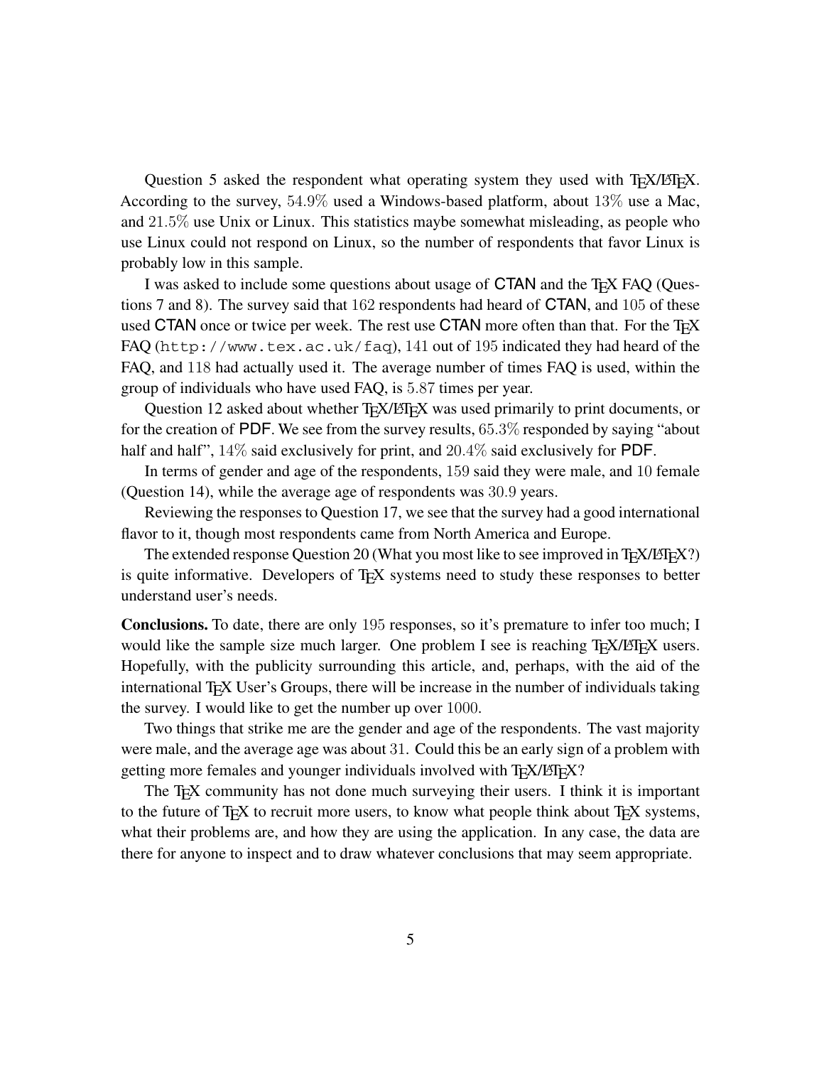Question 5 asked the respondent what operating system they used with TEX/LATEX. According to the survey, $54.9\%$ used a Windows-based platform, about $13\%$ use a Mac, and $21.5\%$ use Unix or Linux. This statistics maybe somewhat misleading, as people who use Linux could not respond on Linux, so the number of respondents that favor Linux is probably low in this sample.

I was asked to include some questions about usage of CTAN and the TEX FAQ (Questions 7 and 8). The survey said that $162$ respondents had heard of CTAN, and $105$ of these used CTAN once or twice per week. The rest use CTAN more often than that. For the TEX FAQ (`http://www.tex.ac.uk/faq`), $141$ out of $195$ indicated they had heard of the FAQ, and $118$ had actually used it. The average number of times FAQ is used, within the group of individuals who have used FAQ, is $5.87$ times per year.

Question 12 asked about whether TEX/LATEX was used primarily to print documents, or for the creation of PDF. We see from the survey results, $65.3\%$ responded by saying "about half and half", $14\%$ said exclusively for print, and $20.4\%$ said exclusively for PDF.

In terms of gender and age of the respondents, $159$ said they were male, and $10$ female (Question 14), while the average age of respondents was $30.9$ years.

Reviewing the responses to Question 17, we see that the survey had a good international flavor to it, though most respondents came from North America and Europe.

The extended response Question 20 (What you most like to see improved in TEX/LATEX?) is quite informative. Developers of TEX systems need to study these responses to better understand user's needs.

**Conclusions.** To date, there are only $195$ responses, so it's premature to infer too much; I would like the sample size much larger. One problem I see is reaching TEX/LATEX users. Hopefully, with the publicity surrounding this article, and, perhaps, with the aid of the international TEX User's Groups, there will be increase in the number of individuals taking the survey. I would like to get the number up over $1000$.

Two things that strike me are the gender and age of the respondents. The vast majority were male, and the average age was about $31$. Could this be an early sign of a problem with getting more females and younger individuals involved with TEX/LATEX?

The TEX community has not done much surveying their users. I think it is important to the future of TEX to recruit more users, to know what people think about TEX systems, what their problems are, and how they are using the application. In any case, the data are there for anyone to inspect and to draw whatever conclusions that may seem appropriate.